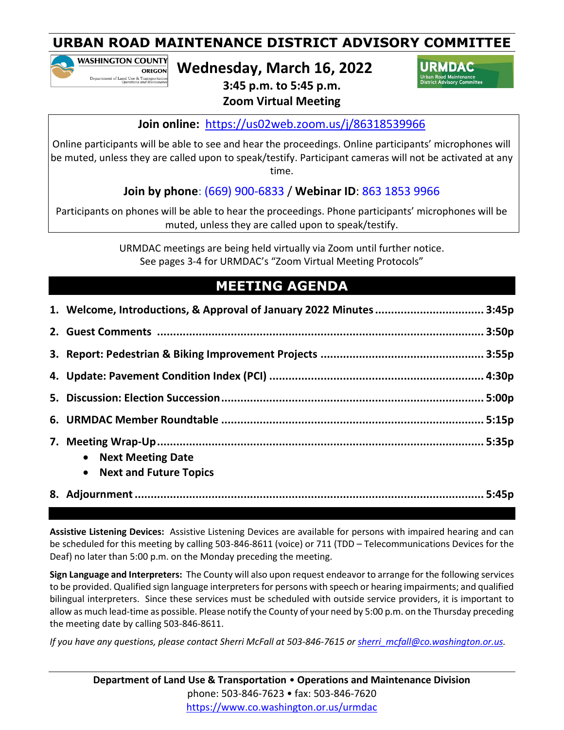# URBAN ROAD MAINTENANCE DISTRICT ADVISORY COMMITTEE

WASHINGTON COUNTY OREGON
Department of Land Use & Transportation
*Operations and Maintenance*

## Wednesday, March 16, 2022

**3:45 p.m. to 5:45 p.m.**
**Zoom Virtual Meeting**

URMDAC
Urban Road Maintenance District Advisory Committee

**Join online:** https://us02web.zoom.us/j/86318539966

Online participants will be able to see and hear the proceedings. Online participants' microphones will be muted, unless they are called upon to speak/testify. Participant cameras will not be activated at any time.

**Join by phone**: (669) 900-6833 / **Webinar ID**: 863 1853 9966

Participants on phones will be able to hear the proceedings. Phone participants' microphones will be muted, unless they are called upon to speak/testify.

URMDAC meetings are being held virtually via Zoom until further notice.
See pages 3-4 for URMDAC's "Zoom Virtual Meeting Protocols"

## MEETING AGENDA

1. **Welcome, Introductions, & Approval of January 2022 Minutes ........ 3:45p**
2. **Guest Comments ........ 3:50p**
3. **Report: Pedestrian & Biking Improvement Projects ........ 3:55p**
4. **Update: Pavement Condition Index (PCI) ........ 4:30p**
5. **Discussion: Election Succession ........ 5:00p**
6. **URMDAC Member Roundtable ........ 5:15p**
7. **Meeting Wrap-Up ........ 5:35p**
   - **Next Meeting Date**
   - **Next and Future Topics**
8. **Adjournment ........ 5:45p**

**Assistive Listening Devices:** Assistive Listening Devices are available for persons with impaired hearing and can be scheduled for this meeting by calling 503-846-8611 (voice) or 711 (TDD – Telecommunications Devices for the Deaf) no later than 5:00 p.m. on the Monday preceding the meeting.

**Sign Language and Interpreters:** The County will also upon request endeavor to arrange for the following services to be provided. Qualified sign language interpreters for persons with speech or hearing impairments; and qualified bilingual interpreters. Since these services must be scheduled with outside service providers, it is important to allow as much lead-time as possible. Please notify the County of your need by 5:00 p.m. on the Thursday preceding the meeting date by calling 503-846-8611.

*If you have any questions, please contact Sherri McFall at 503-846-7615 or sherri_mcfall@co.washington.or.us.*

**Department of Land Use & Transportation • Operations and Maintenance Division**
phone: 503-846-7623 • fax: 503-846-7620
https://www.co.washington.or.us/urmdac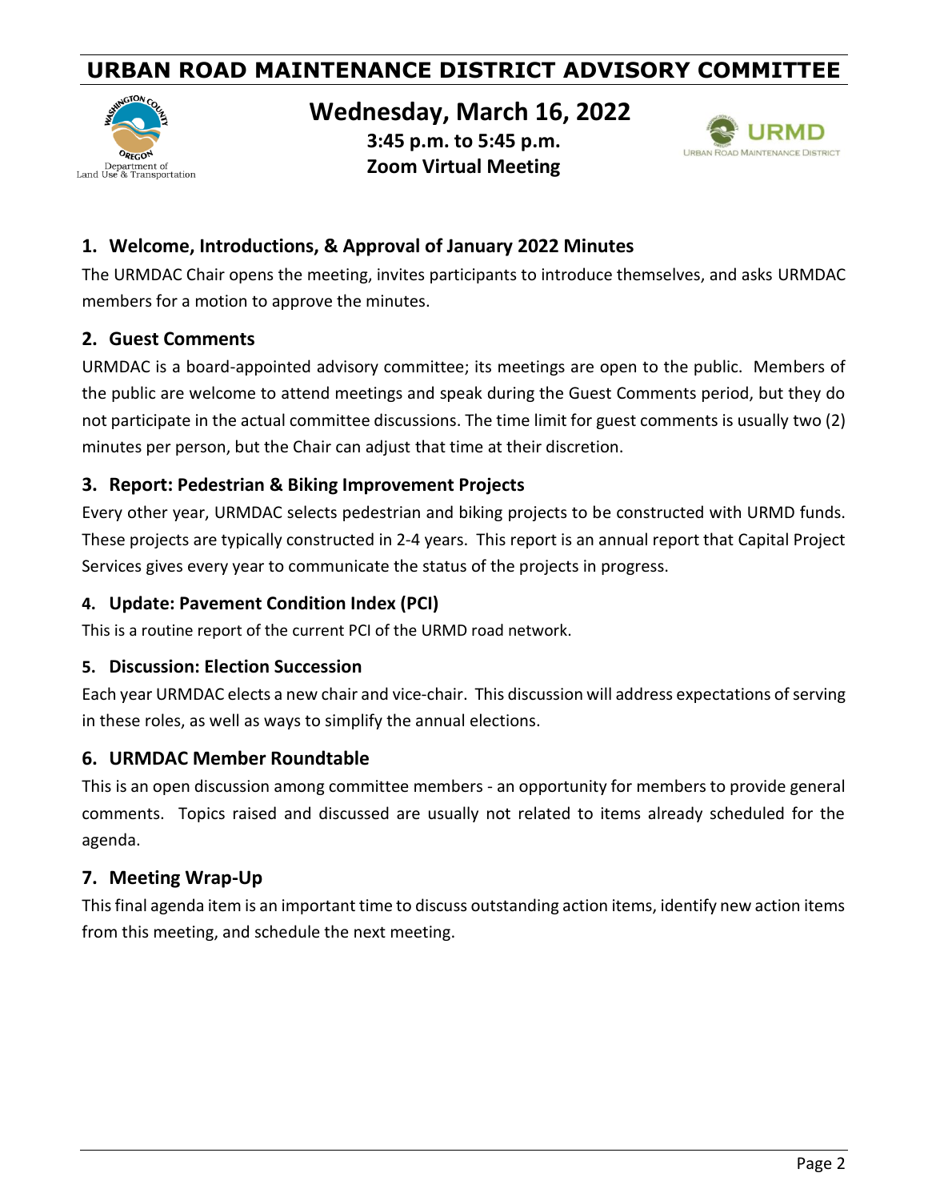# URBAN ROAD MAINTENANCE DISTRICT ADVISORY COMMITTEE

## Wednesday, March 16, 2022

**3:45 p.m. to 5:45 p.m.**
**Zoom Virtual Meeting**

### 1. Welcome, Introductions, & Approval of January 2022 Minutes

The URMDAC Chair opens the meeting, invites participants to introduce themselves, and asks URMDAC members for a motion to approve the minutes.

### 2. Guest Comments

URMDAC is a board-appointed advisory committee; its meetings are open to the public. Members of the public are welcome to attend meetings and speak during the Guest Comments period, but they do not participate in the actual committee discussions. The time limit for guest comments is usually two (2) minutes per person, but the Chair can adjust that time at their discretion.

### 3. Report: Pedestrian & Biking Improvement Projects

Every other year, URMDAC selects pedestrian and biking projects to be constructed with URMD funds. These projects are typically constructed in 2-4 years. This report is an annual report that Capital Project Services gives every year to communicate the status of the projects in progress.

### 4. Update: Pavement Condition Index (PCI)

This is a routine report of the current PCI of the URMD road network.

### 5. Discussion: Election Succession

Each year URMDAC elects a new chair and vice-chair. This discussion will address expectations of serving in these roles, as well as ways to simplify the annual elections.

### 6. URMDAC Member Roundtable

This is an open discussion among committee members - an opportunity for members to provide general comments. Topics raised and discussed are usually not related to items already scheduled for the agenda.

### 7. Meeting Wrap-Up

This final agenda item is an important time to discuss outstanding action items, identify new action items from this meeting, and schedule the next meeting.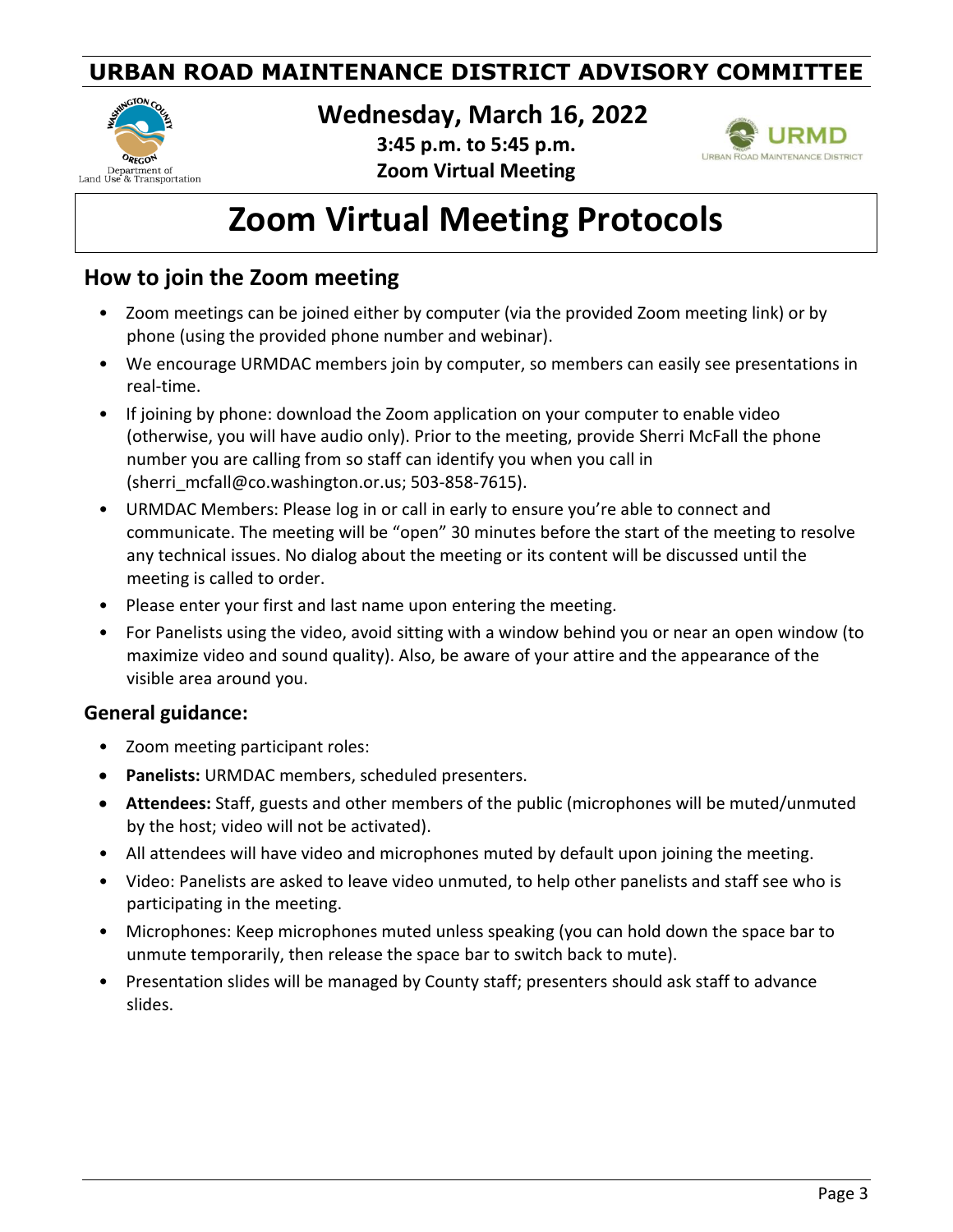# URBAN ROAD MAINTENANCE DISTRICT ADVISORY COMMITTEE

Department of Land Use & Transportation

**Wednesday, March 16, 2022**

**3:45 p.m. to 5:45 p.m.**

**Zoom Virtual Meeting**

URMD Urban Road Maintenance District

# Zoom Virtual Meeting Protocols

## How to join the Zoom meeting

- Zoom meetings can be joined either by computer (via the provided Zoom meeting link) or by phone (using the provided phone number and webinar).
- We encourage URMDAC members join by computer, so members can easily see presentations in real-time.
- If joining by phone: download the Zoom application on your computer to enable video (otherwise, you will have audio only). Prior to the meeting, provide Sherri McFall the phone number you are calling from so staff can identify you when you call in (sherri_mcfall@co.washington.or.us; 503-858-7615).
- URMDAC Members: Please log in or call in early to ensure you're able to connect and communicate. The meeting will be "open" 30 minutes before the start of the meeting to resolve any technical issues. No dialog about the meeting or its content will be discussed until the meeting is called to order.
- Please enter your first and last name upon entering the meeting.
- For Panelists using the video, avoid sitting with a window behind you or near an open window (to maximize video and sound quality). Also, be aware of your attire and the appearance of the visible area around you.

### General guidance:

- Zoom meeting participant roles:
- **Panelists:** URMDAC members, scheduled presenters.
- **Attendees:** Staff, guests and other members of the public (microphones will be muted/unmuted by the host; video will not be activated).
- All attendees will have video and microphones muted by default upon joining the meeting.
- Video: Panelists are asked to leave video unmuted, to help other panelists and staff see who is participating in the meeting.
- Microphones: Keep microphones muted unless speaking (you can hold down the space bar to unmute temporarily, then release the space bar to switch back to mute).
- Presentation slides will be managed by County staff; presenters should ask staff to advance slides.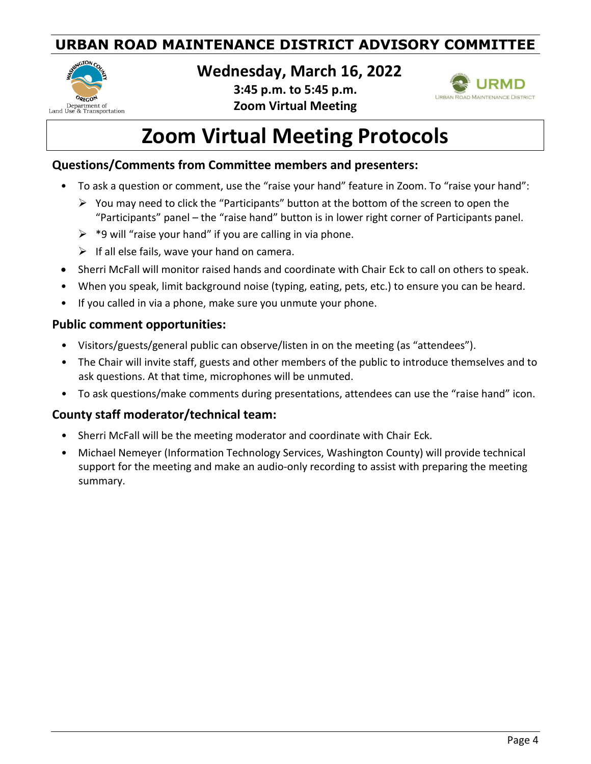# URBAN ROAD MAINTENANCE DISTRICT ADVISORY COMMITTEE

**Wednesday, March 16, 2022**

**3:45 p.m. to 5:45 p.m.**

**Zoom Virtual Meeting**

# Zoom Virtual Meeting Protocols

## Questions/Comments from Committee members and presenters:

- To ask a question or comment, use the "raise your hand" feature in Zoom. To "raise your hand":
  - You may need to click the "Participants" button at the bottom of the screen to open the "Participants" panel – the "raise hand" button is in lower right corner of Participants panel.
  - *9 will "raise your hand" if you are calling in via phone.
  - If all else fails, wave your hand on camera.
- Sherri McFall will monitor raised hands and coordinate with Chair Eck to call on others to speak.
- When you speak, limit background noise (typing, eating, pets, etc.) to ensure you can be heard.
- If you called in via a phone, make sure you unmute your phone.

## Public comment opportunities:

- Visitors/guests/general public can observe/listen in on the meeting (as "attendees").
- The Chair will invite staff, guests and other members of the public to introduce themselves and to ask questions. At that time, microphones will be unmuted.
- To ask questions/make comments during presentations, attendees can use the "raise hand" icon.

## County staff moderator/technical team:

- Sherri McFall will be the meeting moderator and coordinate with Chair Eck.
- Michael Nemeyer (Information Technology Services, Washington County) will provide technical support for the meeting and make an audio-only recording to assist with preparing the meeting summary.